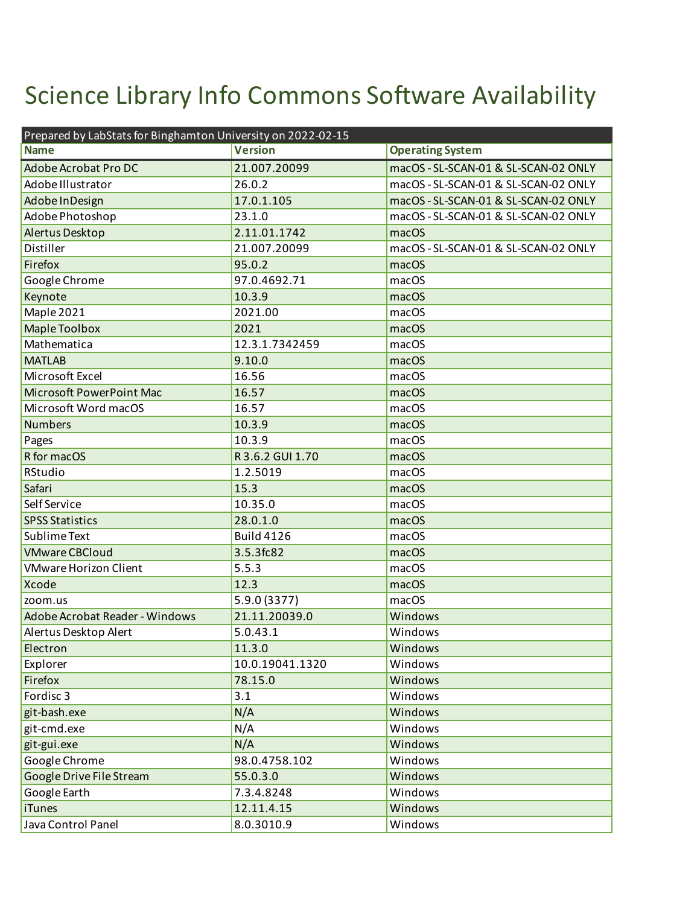# Science Library Info Commons Software Availability

| Prepared by LabStats for Binghamton University on 2022-02-15 | | |
|---|---|---|
| **Name** | **Version** | **Operating System** |
| Adobe Acrobat Pro DC | 21.007.20099 | macOS - SL-SCAN-01 & SL-SCAN-02 ONLY |
| Adobe Illustrator | 26.0.2 | macOS - SL-SCAN-01 & SL-SCAN-02 ONLY |
| Adobe InDesign | 17.0.1.105 | macOS - SL-SCAN-01 & SL-SCAN-02 ONLY |
| Adobe Photoshop | 23.1.0 | macOS - SL-SCAN-01 & SL-SCAN-02 ONLY |
| Alertus Desktop | 2.11.01.1742 | macOS |
| Distiller | 21.007.20099 | macOS - SL-SCAN-01 & SL-SCAN-02 ONLY |
| Firefox | 95.0.2 | macOS |
| Google Chrome | 97.0.4692.71 | macOS |
| Keynote | 10.3.9 | macOS |
| Maple 2021 | 2021.00 | macOS |
| Maple Toolbox | 2021 | macOS |
| Mathematica | 12.3.1.7342459 | macOS |
| MATLAB | 9.10.0 | macOS |
| Microsoft Excel | 16.56 | macOS |
| Microsoft PowerPoint Mac | 16.57 | macOS |
| Microsoft Word macOS | 16.57 | macOS |
| Numbers | 10.3.9 | macOS |
| Pages | 10.3.9 | macOS |
| R for macOS | R 3.6.2 GUI 1.70 | macOS |
| RStudio | 1.2.5019 | macOS |
| Safari | 15.3 | macOS |
| Self Service | 10.35.0 | macOS |
| SPSS Statistics | 28.0.1.0 | macOS |
| Sublime Text | Build 4126 | macOS |
| VMware CBCloud | 3.5.3fc82 | macOS |
| VMware Horizon Client | 5.5.3 | macOS |
| Xcode | 12.3 | macOS |
| zoom.us | 5.9.0 (3377) | macOS |
| Adobe Acrobat Reader - Windows | 21.11.20039.0 | Windows |
| Alertus Desktop Alert | 5.0.43.1 | Windows |
| Electron | 11.3.0 | Windows |
| Explorer | 10.0.19041.1320 | Windows |
| Firefox | 78.15.0 | Windows |
| Fordisc 3 | 3.1 | Windows |
| git-bash.exe | N/A | Windows |
| git-cmd.exe | N/A | Windows |
| git-gui.exe | N/A | Windows |
| Google Chrome | 98.0.4758.102 | Windows |
| Google Drive File Stream | 55.0.3.0 | Windows |
| Google Earth | 7.3.4.8248 | Windows |
| iTunes | 12.11.4.15 | Windows |
| Java Control Panel | 8.0.3010.9 | Windows |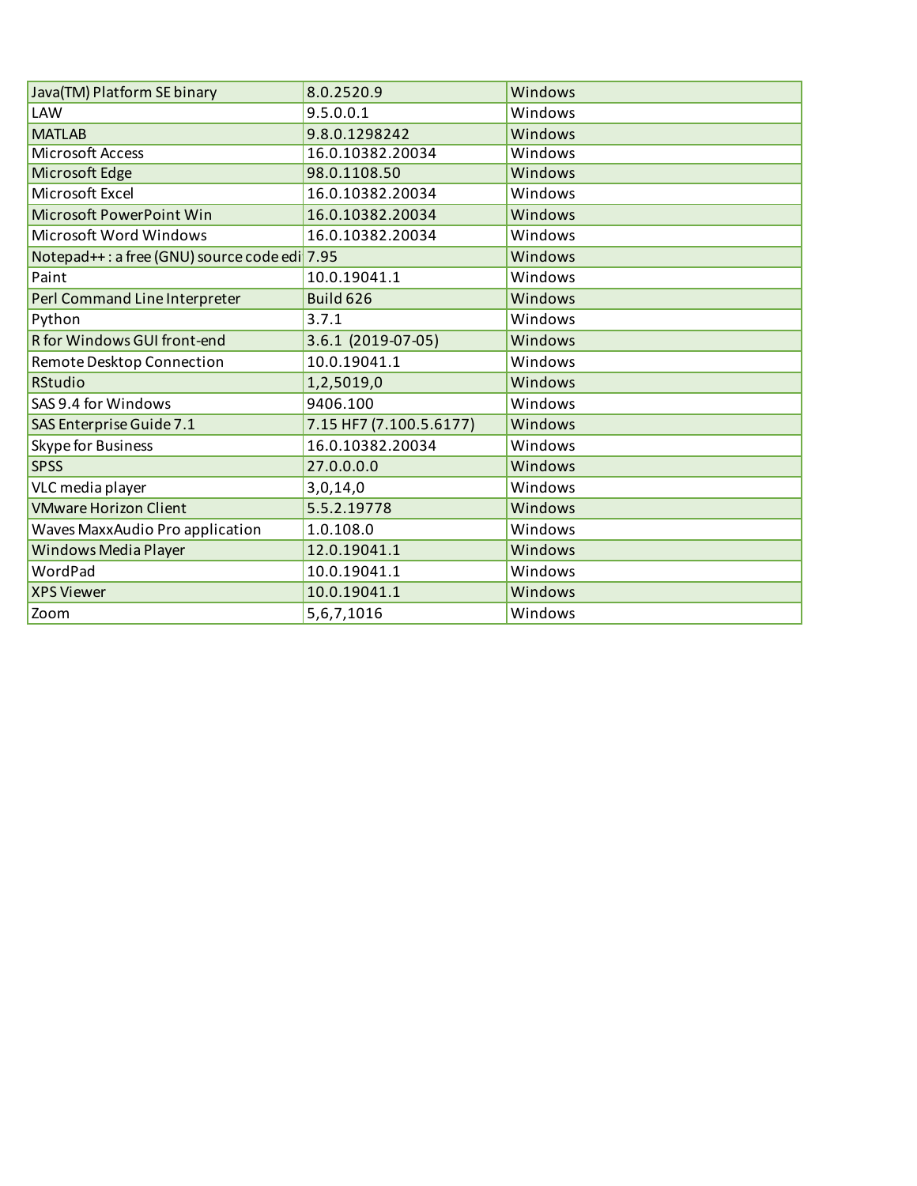| | | |
|---|---|---|
| Java(TM) Platform SE binary | 8.0.2520.9 | Windows |
| LAW | 9.5.0.0.1 | Windows |
| MATLAB | 9.8.0.1298242 | Windows |
| Microsoft Access | 16.0.10382.20034 | Windows |
| Microsoft Edge | 98.0.1108.50 | Windows |
| Microsoft Excel | 16.0.10382.20034 | Windows |
| Microsoft PowerPoint Win | 16.0.10382.20034 | Windows |
| Microsoft Word Windows | 16.0.10382.20034 | Windows |
| Notepad++ : a free (GNU) source code edi | 7.95 | Windows |
| Paint | 10.0.19041.1 | Windows |
| Perl Command Line Interpreter | Build 626 | Windows |
| Python | 3.7.1 | Windows |
| R for Windows GUI front-end | 3.6.1 (2019-07-05) | Windows |
| Remote Desktop Connection | 10.0.19041.1 | Windows |
| RStudio | 1,2,5019,0 | Windows |
| SAS 9.4 for Windows | 9406.100 | Windows |
| SAS Enterprise Guide 7.1 | 7.15 HF7 (7.100.5.6177) | Windows |
| Skype for Business | 16.0.10382.20034 | Windows |
| SPSS | 27.0.0.0.0 | Windows |
| VLC media player | 3,0,14,0 | Windows |
| VMware Horizon Client | 5.5.2.19778 | Windows |
| Waves MaxxAudio Pro application | 1.0.108.0 | Windows |
| Windows Media Player | 12.0.19041.1 | Windows |
| WordPad | 10.0.19041.1 | Windows |
| XPS Viewer | 10.0.19041.1 | Windows |
| Zoom | 5,6,7,1016 | Windows |